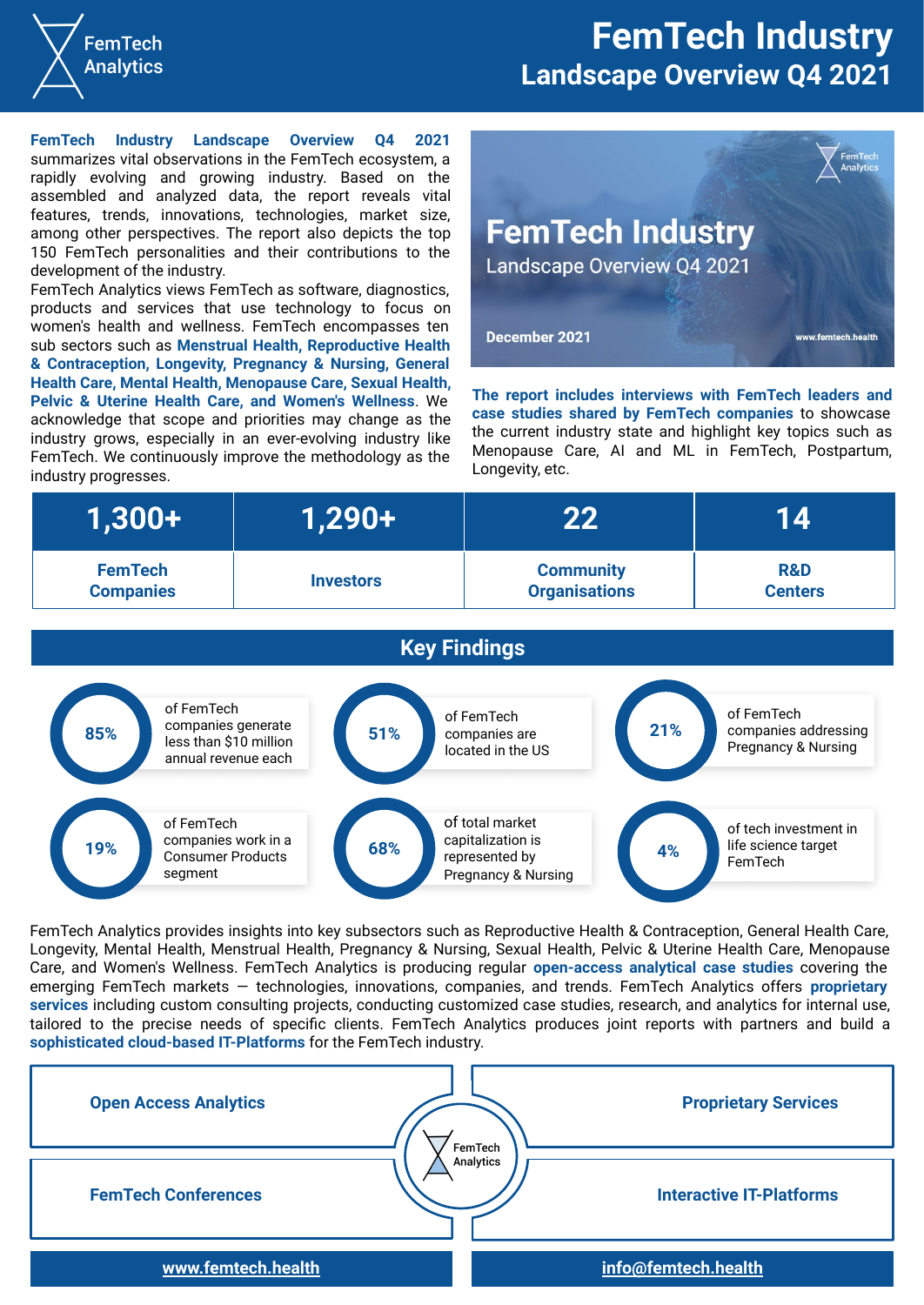# FemTech Industry
## Landscape Overview Q4 2021

FemTech Analytics

**FemTech Industry Landscape Overview Q4 2021** summarizes vital observations in the FemTech ecosystem, a rapidly evolving and growing industry. Based on the assembled and analyzed data, the report reveals vital features, trends, innovations, technologies, market size, among other perspectives. The report also depicts the top 150 FemTech personalities and their contributions to the development of the industry.

FemTech Analytics views FemTech as software, diagnostics, products and services that use technology to focus on women's health and wellness. FemTech encompasses ten sub sectors such as **Menstrual Health, Reproductive Health & Contraception, Longevity, Pregnancy & Nursing, General Health Care, Mental Health, Menopause Care, Sexual Health, Pelvic & Uterine Health Care, and Women's Wellness**. We acknowledge that scope and priorities may change as the industry grows, especially in an ever-evolving industry like FemTech. We continuously improve the methodology as the industry progresses.

FemTech Industry
Landscape Overview Q4 2021
December 2021
www.femtech.health

**The report includes interviews with FemTech leaders and case studies shared by FemTech companies** to showcase the current industry state and highlight key topics such as Menopause Care, AI and ML in FemTech, Postpartum, Longevity, etc.

| 1,300+ | 1,290+ | 22 | 14 |
|---|---|---|---|
| FemTech Companies | Investors | Community Organisations | R&D Centers |

## Key Findings

- **85%** of FemTech companies generate less than $10 million annual revenue each
- **51%** of FemTech companies are located in the US
- **21%** of FemTech companies addressing Pregnancy & Nursing
- **19%** of FemTech companies work in a Consumer Products segment
- **68%** of total market capitalization is represented by Pregnancy & Nursing
- **4%** of tech investment in life science target FemTech

FemTech Analytics provides insights into key subsectors such as Reproductive Health & Contraception, General Health Care, Longevity, Mental Health, Menstrual Health, Pregnancy & Nursing, Sexual Health, Pelvic & Uterine Health Care, Menopause Care, and Women's Wellness. FemTech Analytics is producing regular **open-access analytical case studies** covering the emerging FemTech markets — technologies, innovations, companies, and trends. FemTech Analytics offers **proprietary services** including custom consulting projects, conducting customized case studies, research, and analytics for internal use, tailored to the precise needs of specific clients. FemTech Analytics produces joint reports with partners and build a **sophisticated cloud-based IT-Platforms** for the FemTech industry.

- **Open Access Analytics**
- **Proprietary Services**
- **FemTech Conferences**
- **Interactive IT-Platforms**

FemTech Analytics

www.femtech.health | info@femtech.health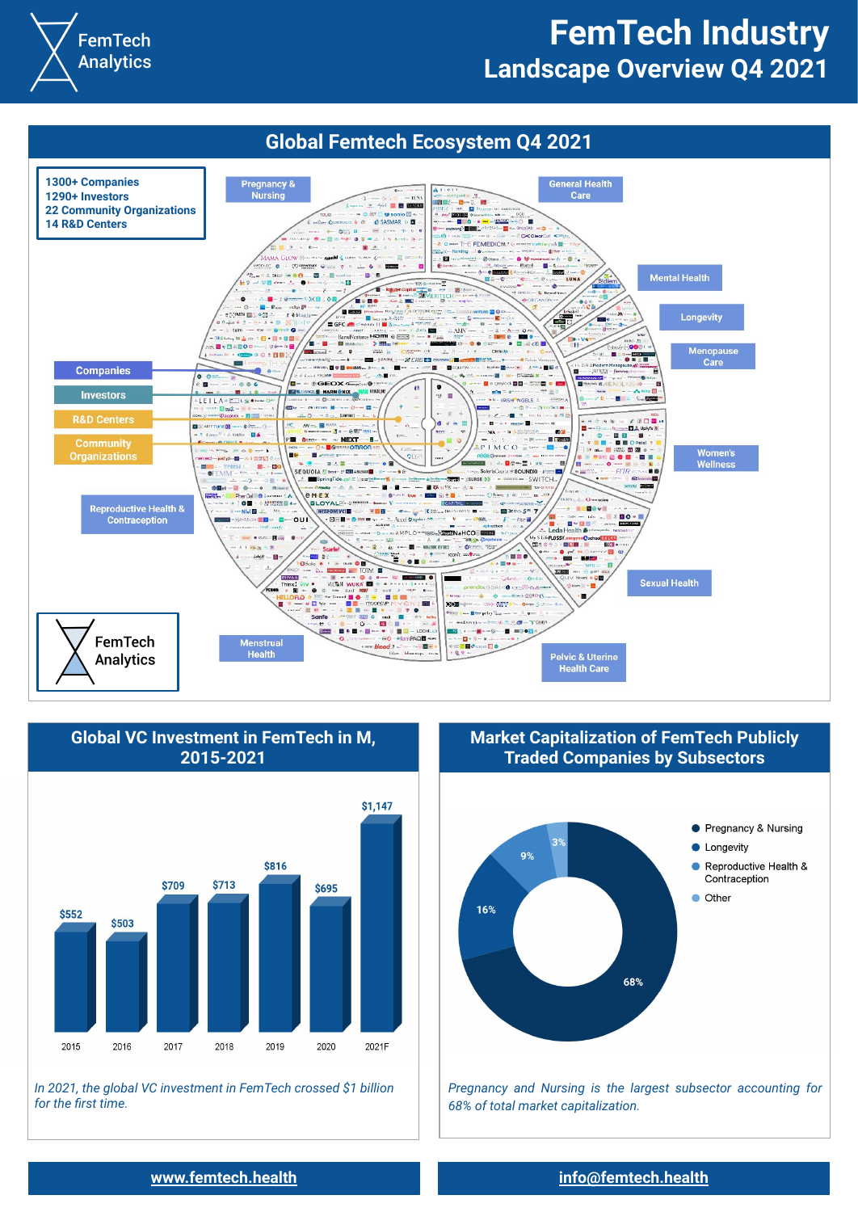# FemTech Industry

## Landscape Overview Q4 2021

FemTech Analytics

## Global Femtech Ecosystem Q4 2021

- 1300+ Companies
- 1290+ Investors
- 22 Community Organizations
- 14 R&D Centers

Pregnancy & Nursing

General Health Care

Mental Health

Longevity

Menopause Care

Women's Wellness

Sexual Health

Pelvic & Uterine Health Care

Menstrual Health

Reproductive Health & Contraception

Companies

Investors

R&D Centers

Community Organizations

FemTech Analytics

## Global VC Investment in FemTech in M, 2015-2021

$552
$503
$709
$713
$816
$695
$1,147

2015
2016
2017
2018
2019
2020
2021F

*In 2021, the global VC investment in FemTech crossed $1 billion for the first time.*

## Market Capitalization of FemTech Publicly Traded Companies by Subsectors

68%
16%
9%
3%

- Pregnancy & Nursing
- Longevity
- Reproductive Health & Contraception
- Other

*Pregnancy and Nursing is the largest subsector accounting for 68% of total market capitalization.*

www.femtech.health

info@femtech.health